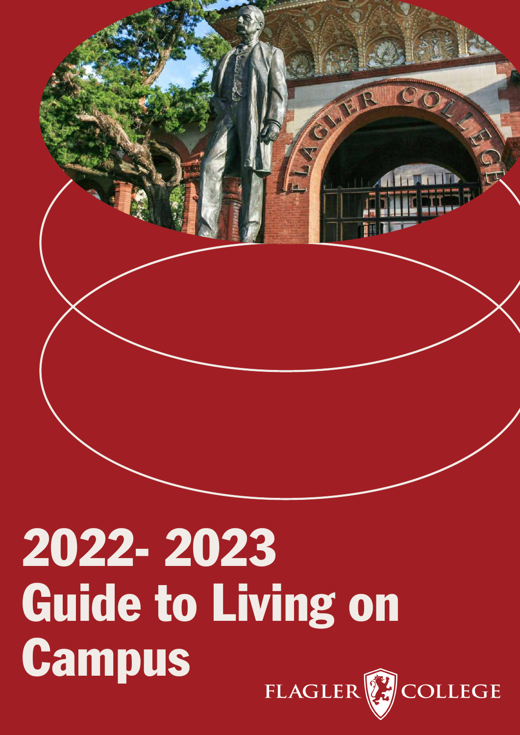# 2022- 2023 Guide to Living on Campus

FLAGLER COLLEGE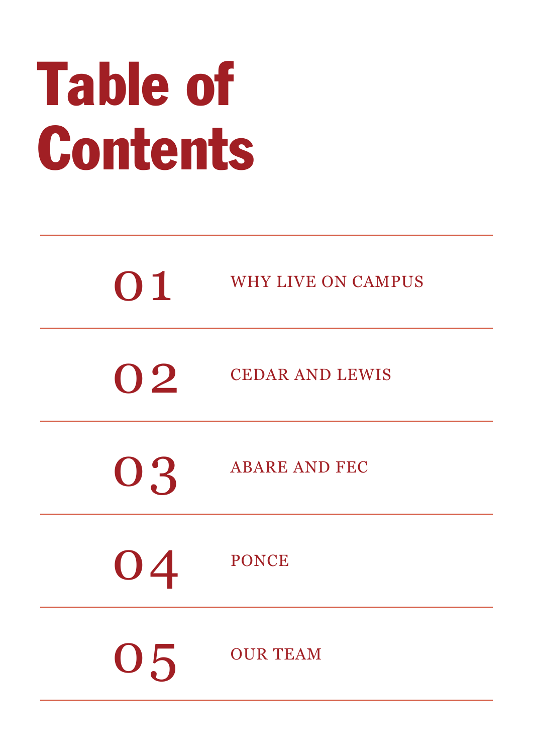# Table of Contents

| | |
|---|---|
| 01 | WHY LIVE ON CAMPUS |
| 02 | CEDAR AND LEWIS |
| 03 | ABARE AND FEC |
| 04 | PONCE |
| 05 | OUR TEAM |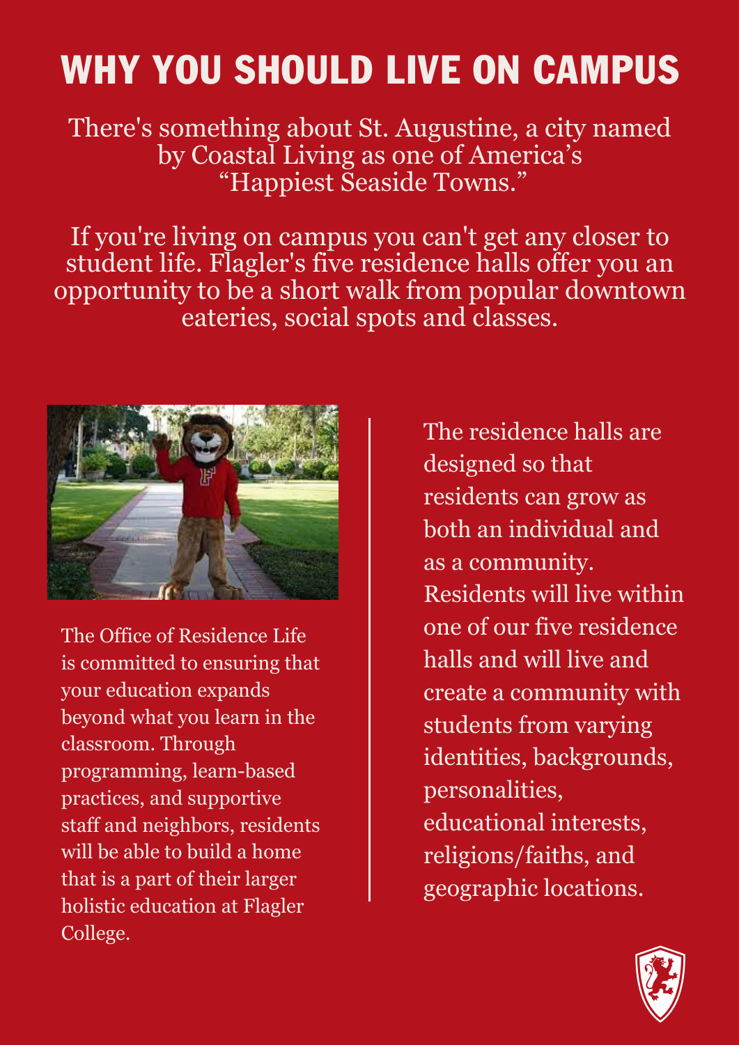# WHY YOU SHOULD LIVE ON CAMPUS

There's something about St. Augustine, a city named by Coastal Living as one of America's "Happiest Seaside Towns."

If you're living on campus you can't get any closer to student life. Flagler's five residence halls offer you an opportunity to be a short walk from popular downtown eateries, social spots and classes.

The Office of Residence Life is committed to ensuring that your education expands beyond what you learn in the classroom. Through programming, learn-based practices, and supportive staff and neighbors, residents will be able to build a home that is a part of their larger holistic education at Flagler College.

The residence halls are designed so that residents can grow as both an individual and as a community. Residents will live within one of our five residence halls and will live and create a community with students from varying identities, backgrounds, personalities, educational interests, religions/faiths, and geographic locations.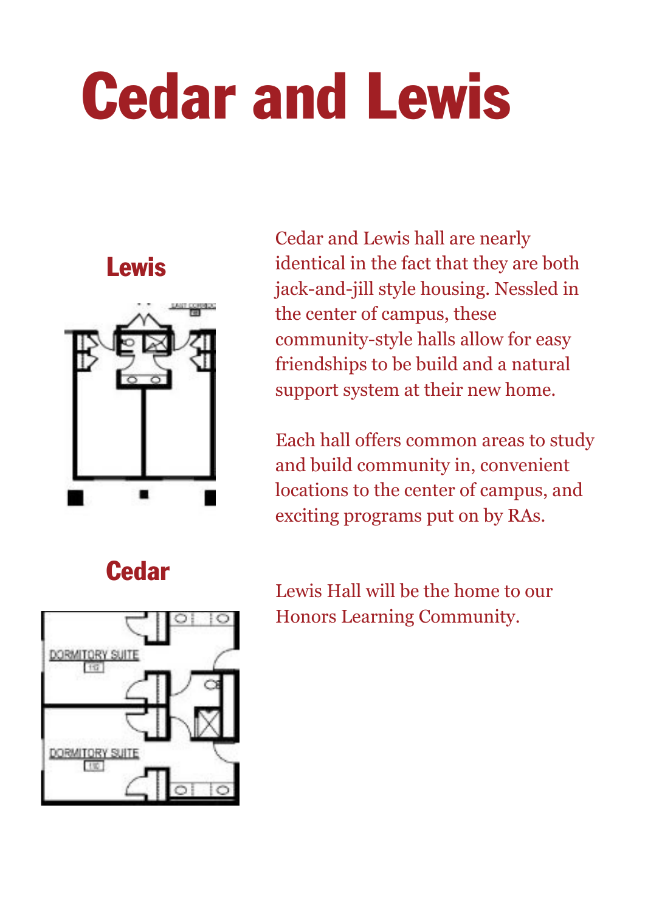# Cedar and Lewis

## Lewis

Cedar and Lewis hall are nearly identical in the fact that they are both jack-and-jill style housing. Nessled in the center of campus, these community-style halls allow for easy friendships to be build and a natural support system at their new home.

Each hall offers common areas to study and build community in, convenient locations to the center of campus, and exciting programs put on by RAs.

## Cedar

Lewis Hall will be the home to our Honors Learning Community.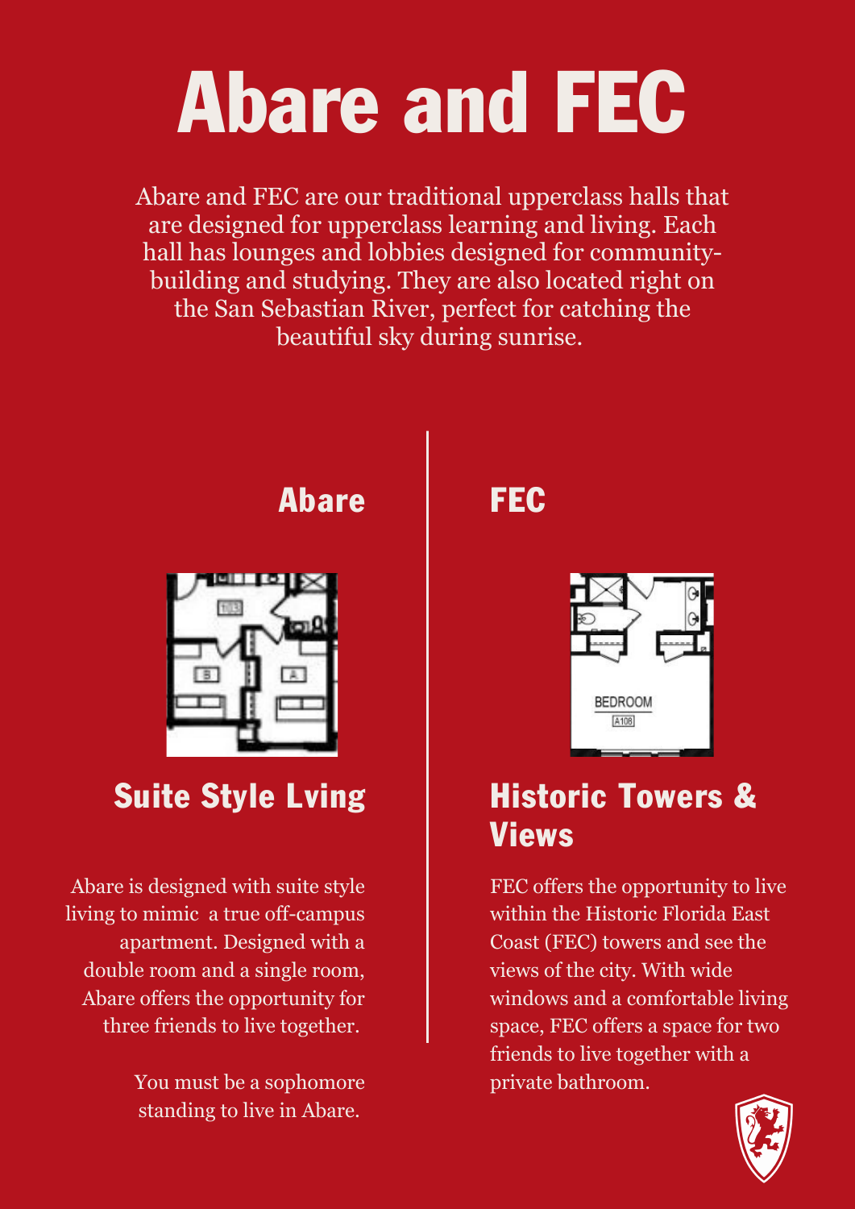# Abare and FEC

Abare and FEC are our traditional upperclass halls that are designed for upperclass learning and living. Each hall has lounges and lobbies designed for community-building and studying. They are also located right on the San Sebastian River, perfect for catching the beautiful sky during sunrise.

## Abare

### Suite Style Lving

Abare is designed with suite style living to mimic a true off-campus apartment. Designed with a double room and a single room, Abare offers the opportunity for three friends to live together.

You must be a sophomore standing to live in Abare.

## FEC

### Historic Towers & Views

FEC offers the opportunity to live within the Historic Florida East Coast (FEC) towers and see the views of the city. With wide windows and a comfortable living space, FEC offers a space for two friends to live together with a private bathroom.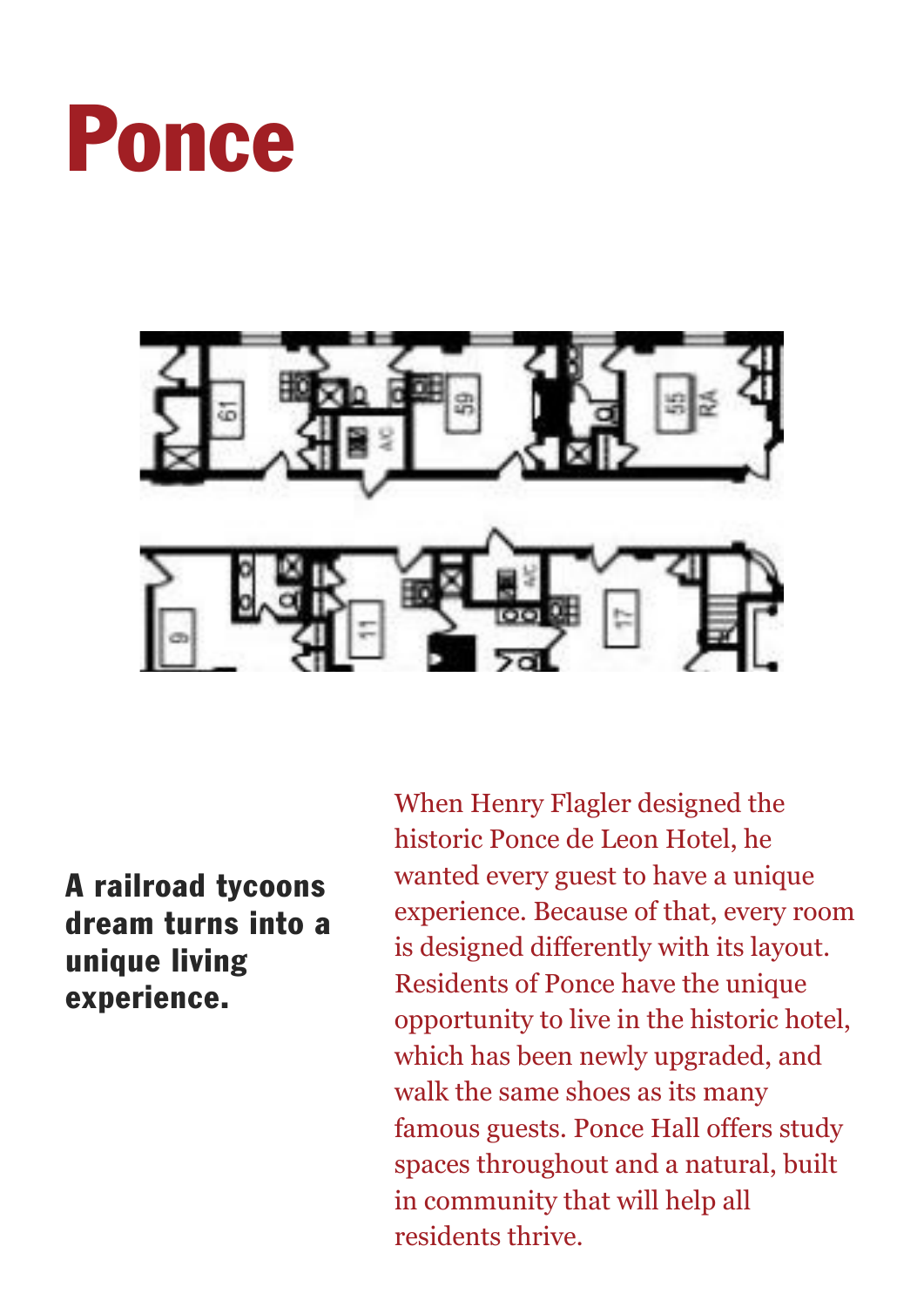# Ponce

**A railroad tycoons dream turns into a unique living experience.**

When Henry Flagler designed the historic Ponce de Leon Hotel, he wanted every guest to have a unique experience. Because of that, every room is designed differently with its layout. Residents of Ponce have the unique opportunity to live in the historic hotel, which has been newly upgraded, and walk the same shoes as its many famous guests. Ponce Hall offers study spaces throughout and a natural, built in community that will help all residents thrive.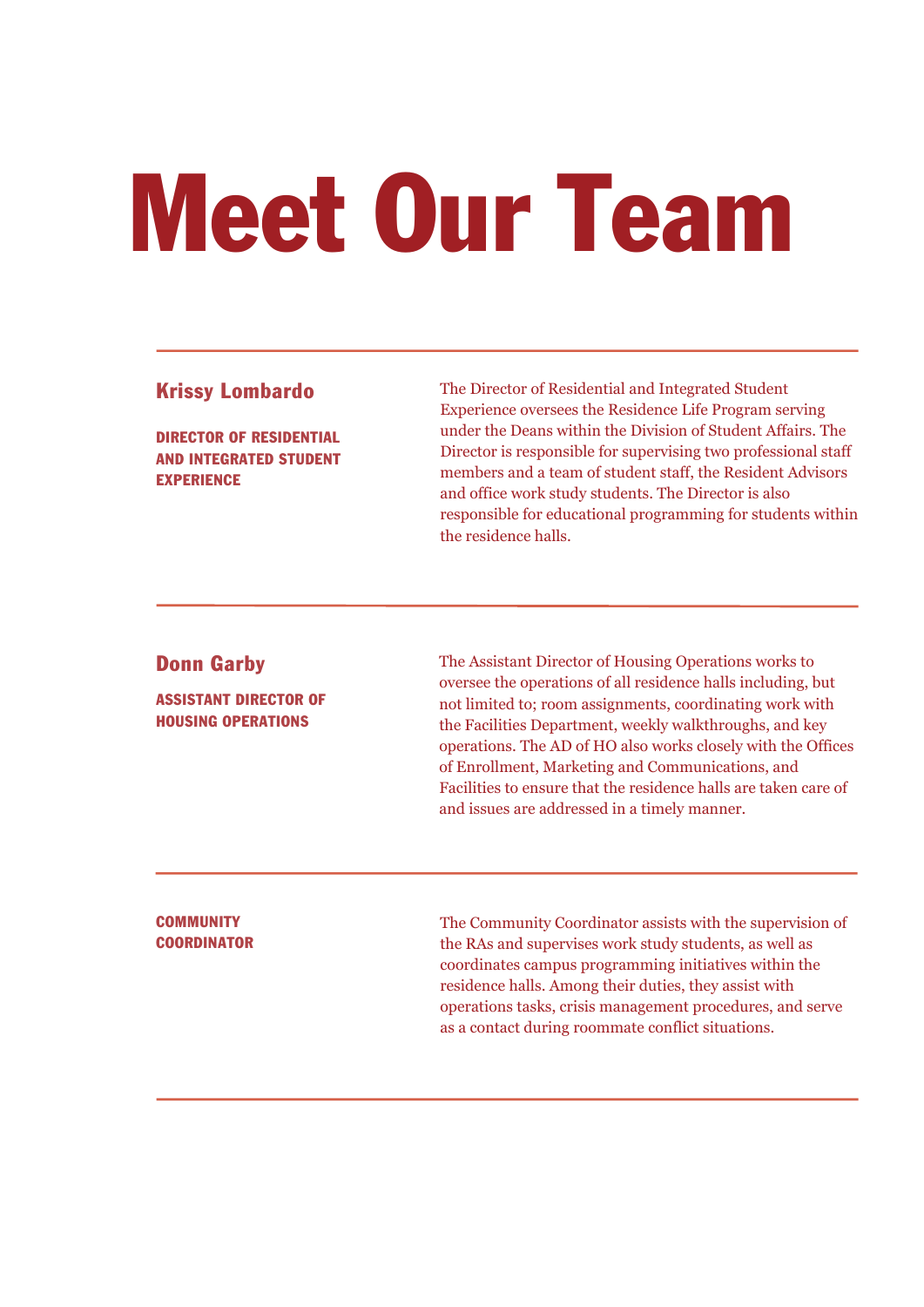# Meet Our Team

---

### Krissy Lombardo

**DIRECTOR OF RESIDENTIAL AND INTEGRATED STUDENT EXPERIENCE**

The Director of Residential and Integrated Student Experience oversees the Residence Life Program serving under the Deans within the Division of Student Affairs. The Director is responsible for supervising two professional staff members and a team of student staff, the Resident Advisors and office work study students. The Director is also responsible for educational programming for students within the residence halls.

---

### Donn Garby

**ASSISTANT DIRECTOR OF HOUSING OPERATIONS**

The Assistant Director of Housing Operations works to oversee the operations of all residence halls including, but not limited to; room assignments, coordinating work with the Facilities Department, weekly walkthroughs, and key operations. The AD of HO also works closely with the Offices of Enrollment, Marketing and Communications, and Facilities to ensure that the residence halls are taken care of and issues are addressed in a timely manner.

---

**COMMUNITY COORDINATOR**

The Community Coordinator assists with the supervision of the RAs and supervises work study students, as well as coordinates campus programming initiatives within the residence halls. Among their duties, they assist with operations tasks, crisis management procedures, and serve as a contact during roommate conflict situations.

---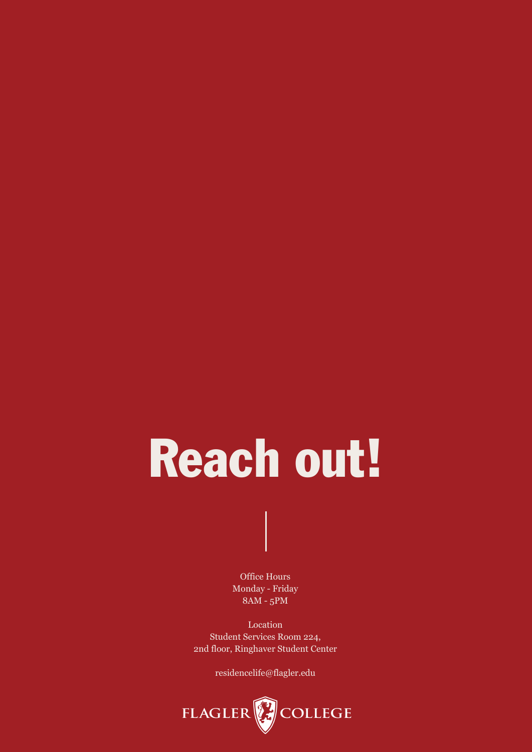# Reach out!

Office Hours
Monday - Friday
8AM - 5PM

Location
Student Services Room 224,
2nd floor, Ringhaver Student Center

residencelife@flagler.edu

FLAGLER COLLEGE